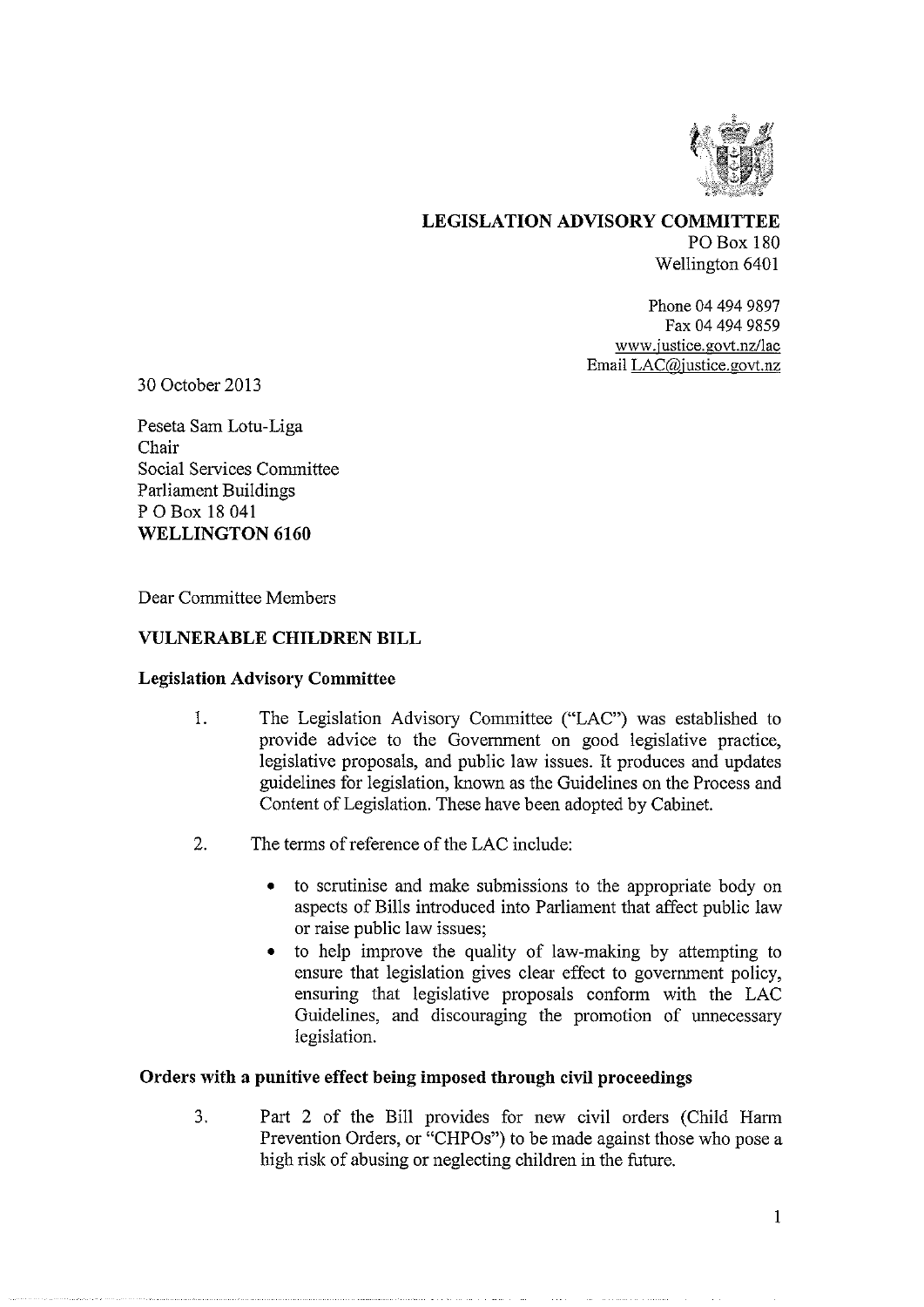**LEGISLATION ADVISORY COMMITTEE**
PO Box 180
Wellington 6401

Phone 04 494 9897
Fax 04 494 9859
www.justice.govt.nz/lac
Email LAC@justice.govt.nz

30 October 2013

Peseta Sam Lotu-Liga
Chair
Social Services Committee
Parliament Buildings
P O Box 18 041
**WELLINGTON 6160**

Dear Committee Members

## VULNERABLE CHILDREN BILL

### Legislation Advisory Committee

1. The Legislation Advisory Committee ("LAC") was established to provide advice to the Government on good legislative practice, legislative proposals, and public law issues. It produces and updates guidelines for legislation, known as the Guidelines on the Process and Content of Legislation. These have been adopted by Cabinet.

2. The terms of reference of the LAC include:

   - to scrutinise and make submissions to the appropriate body on aspects of Bills introduced into Parliament that affect public law or raise public law issues;
   - to help improve the quality of law-making by attempting to ensure that legislation gives clear effect to government policy, ensuring that legislative proposals conform with the LAC Guidelines, and discouraging the promotion of unnecessary legislation.

### Orders with a punitive effect being imposed through civil proceedings

3. Part 2 of the Bill provides for new civil orders (Child Harm Prevention Orders, or "CHPOs") to be made against those who pose a high risk of abusing or neglecting children in the future.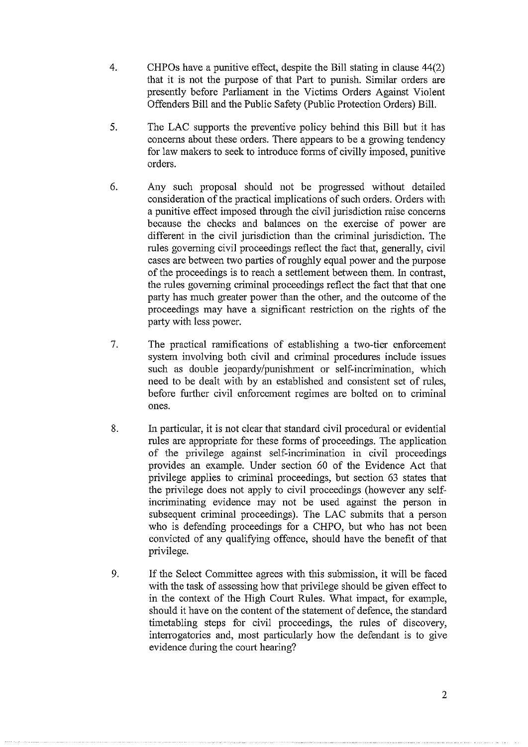4. CHPOs have a punitive effect, despite the Bill stating in clause 44(2) that it is not the purpose of that Part to punish. Similar orders are presently before Parliament in the Victims Orders Against Violent Offenders Bill and the Public Safety (Public Protection Orders) Bill.

5. The LAC supports the preventive policy behind this Bill but it has concerns about these orders. There appears to be a growing tendency for law makers to seek to introduce forms of civilly imposed, punitive orders.

6. Any such proposal should not be progressed without detailed consideration of the practical implications of such orders. Orders with a punitive effect imposed through the civil jurisdiction raise concerns because the checks and balances on the exercise of power are different in the civil jurisdiction than the criminal jurisdiction. The rules governing civil proceedings reflect the fact that, generally, civil cases are between two parties of roughly equal power and the purpose of the proceedings is to reach a settlement between them. In contrast, the rules governing criminal proceedings reflect the fact that that one party has much greater power than the other, and the outcome of the proceedings may have a significant restriction on the rights of the party with less power.

7. The practical ramifications of establishing a two-tier enforcement system involving both civil and criminal procedures include issues such as double jeopardy/punishment or self-incrimination, which need to be dealt with by an established and consistent set of rules, before further civil enforcement regimes are bolted on to criminal ones.

8. In particular, it is not clear that standard civil procedural or evidential rules are appropriate for these forms of proceedings. The application of the privilege against self-incrimination in civil proceedings provides an example. Under section 60 of the Evidence Act that privilege applies to criminal proceedings, but section 63 states that the privilege does not apply to civil proceedings (however any self-incriminating evidence may not be used against the person in subsequent criminal proceedings). The LAC submits that a person who is defending proceedings for a CHPO, but who has not been convicted of any qualifying offence, should have the benefit of that privilege.

9. If the Select Committee agrees with this submission, it will be faced with the task of assessing how that privilege should be given effect to in the context of the High Court Rules. What impact, for example, should it have on the content of the statement of defence, the standard timetabling steps for civil proceedings, the rules of discovery, interrogatories and, most particularly how the defendant is to give evidence during the court hearing?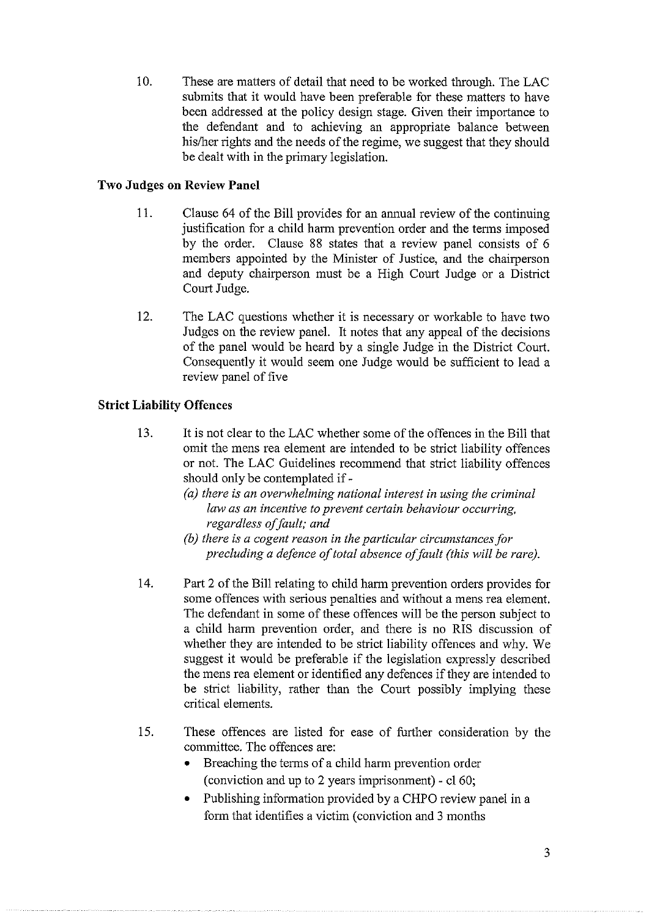10. These are matters of detail that need to be worked through. The LAC submits that it would have been preferable for these matters to have been addressed at the policy design stage. Given their importance to the defendant and to achieving an appropriate balance between his/her rights and the needs of the regime, we suggest that they should be dealt with in the primary legislation.

**Two Judges on Review Panel**

11. Clause 64 of the Bill provides for an annual review of the continuing justification for a child harm prevention order and the terms imposed by the order. Clause 88 states that a review panel consists of 6 members appointed by the Minister of Justice, and the chairperson and deputy chairperson must be a High Court Judge or a District Court Judge.

12. The LAC questions whether it is necessary or workable to have two Judges on the review panel. It notes that any appeal of the decisions of the panel would be heard by a single Judge in the District Court. Consequently it would seem one Judge would be sufficient to lead a review panel of five

**Strict Liability Offences**

13. It is not clear to the LAC whether some of the offences in the Bill that omit the mens rea element are intended to be strict liability offences or not. The LAC Guidelines recommend that strict liability offences should only be contemplated if -
    *(a) there is an overwhelming national interest in using the criminal law as an incentive to prevent certain behaviour occurring, regardless of fault; and*
    *(b) there is a cogent reason in the particular circumstances for precluding a defence of total absence of fault (this will be rare).*

14. Part 2 of the Bill relating to child harm prevention orders provides for some offences with serious penalties and without a mens rea element. The defendant in some of these offences will be the person subject to a child harm prevention order, and there is no RIS discussion of whether they are intended to be strict liability offences and why. We suggest it would be preferable if the legislation expressly described the mens rea element or identified any defences if they are intended to be strict liability, rather than the Court possibly implying these critical elements.

15. These offences are listed for ease of further consideration by the committee. The offences are:
    - Breaching the terms of a child harm prevention order (conviction and up to 2 years imprisonment) - cl 60;
    - Publishing information provided by a CHPO review panel in a form that identifies a victim (conviction and 3 months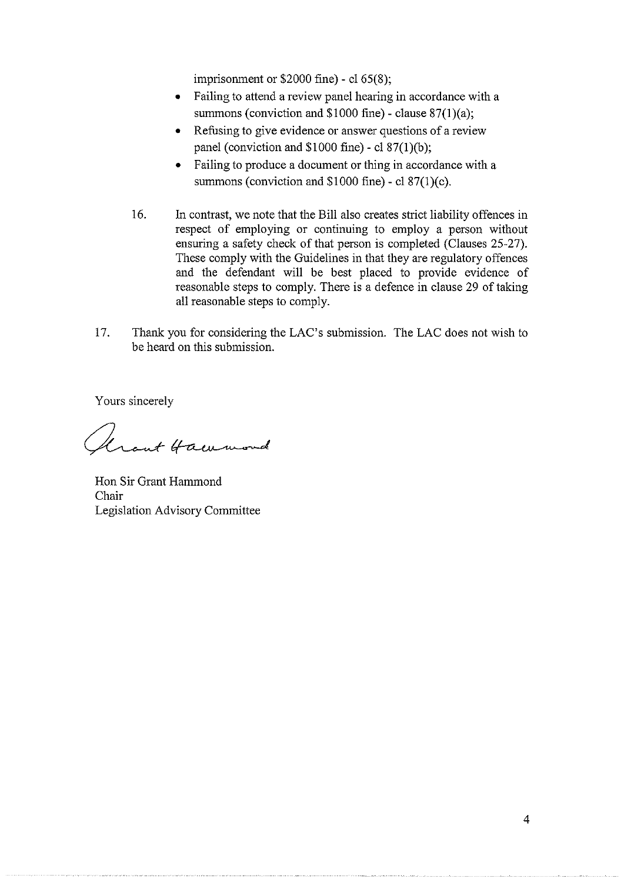imprisonment or $2000 fine) - cl 65(8);

- Failing to attend a review panel hearing in accordance with a summons (conviction and $1000 fine) - clause 87(1)(a);
- Refusing to give evidence or answer questions of a review panel (conviction and $1000 fine) - cl 87(1)(b);
- Failing to produce a document or thing in accordance with a summons (conviction and $1000 fine) - cl 87(1)(c).

16. In contrast, we note that the Bill also creates strict liability offences in respect of employing or continuing to employ a person without ensuring a safety check of that person is completed (Clauses 25-27). These comply with the Guidelines in that they are regulatory offences and the defendant will be best placed to provide evidence of reasonable steps to comply. There is a defence in clause 29 of taking all reasonable steps to comply.

17. Thank you for considering the LAC's submission. The LAC does not wish to be heard on this submission.

Yours sincerely

Grant Hammond

Hon Sir Grant Hammond
Chair
Legislation Advisory Committee